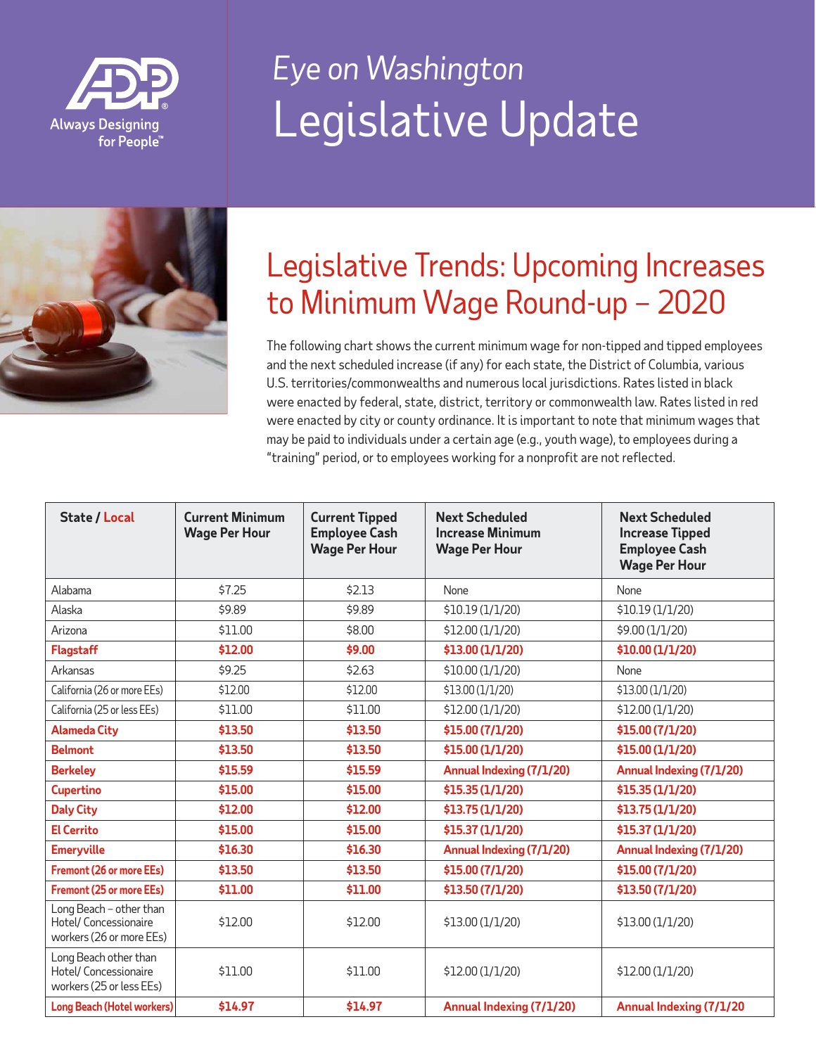# Eye on Washington

# Legislative Update

## Legislative Trends: Upcoming Increases to Minimum Wage Round-up – 2020

The following chart shows the current minimum wage for non-tipped and tipped employees and the next scheduled increase (if any) for each state, the District of Columbia, various U.S. territories/commonwealths and numerous local jurisdictions. Rates listed in black were enacted by federal, state, district, territory or commonwealth law. Rates listed in red were enacted by city or county ordinance. It is important to note that minimum wages that may be paid to individuals under a certain age (e.g., youth wage), to employees during a "training" period, or to employees working for a nonprofit are not reflected.

| State / Local | Current Minimum Wage Per Hour | Current Tipped Employee Cash Wage Per Hour | Next Scheduled Increase Minimum Wage Per Hour | Next Scheduled Increase Tipped Employee Cash Wage Per Hour |
|---|---|---|---|---|
| Alabama | $7.25 | $2.13 | None | None |
| Alaska | $9.89 | $9.89 | $10.19 (1/1/20) | $10.19 (1/1/20) |
| Arizona | $11.00 | $8.00 | $12.00 (1/1/20) | $9.00 (1/1/20) |
| **Flagstaff** | **$12.00** | **$9.00** | **$13.00 (1/1/20)** | **$10.00 (1/1/20)** |
| Arkansas | $9.25 | $2.63 | $10.00 (1/1/20) | None |
| California (26 or more EEs) | $12.00 | $12.00 | $13.00 (1/1/20) | $13.00 (1/1/20) |
| California (25 or less EEs) | $11.00 | $11.00 | $12.00 (1/1/20) | $12.00 (1/1/20) |
| **Alameda City** | **$13.50** | **$13.50** | **$15.00 (7/1/20)** | **$15.00 (7/1/20)** |
| **Belmont** | **$13.50** | **$13.50** | **$15.00 (1/1/20)** | **$15.00 (1/1/20)** |
| **Berkeley** | **$15.59** | **$15.59** | **Annual Indexing (7/1/20)** | **Annual Indexing (7/1/20)** |
| **Cupertino** | **$15.00** | **$15.00** | **$15.35 (1/1/20)** | **$15.35 (1/1/20)** |
| **Daly City** | **$12.00** | **$12.00** | **$13.75 (1/1/20)** | **$13.75 (1/1/20)** |
| **El Cerrito** | **$15.00** | **$15.00** | **$15.37 (1/1/20)** | **$15.37 (1/1/20)** |
| **Emeryville** | **$16.30** | **$16.30** | **Annual Indexing (7/1/20)** | **Annual Indexing (7/1/20)** |
| **Fremont (26 or more EEs)** | **$13.50** | **$13.50** | **$15.00 (7/1/20)** | **$15.00 (7/1/20)** |
| **Fremont (25 or more EEs)** | **$11.00** | **$11.00** | **$13.50 (7/1/20)** | **$13.50 (7/1/20)** |
| Long Beach – other than Hotel/ Concessionaire workers (26 or more EEs) | $12.00 | $12.00 | $13.00 (1/1/20) | $13.00 (1/1/20) |
| Long Beach other than Hotel/ Concessionaire workers (25 or less EEs) | $11.00 | $11.00 | $12.00 (1/1/20) | $12.00 (1/1/20) |
| **Long Beach (Hotel workers)** | **$14.97** | **$14.97** | **Annual Indexing (7/1/20)** | **Annual Indexing (7/1/20** |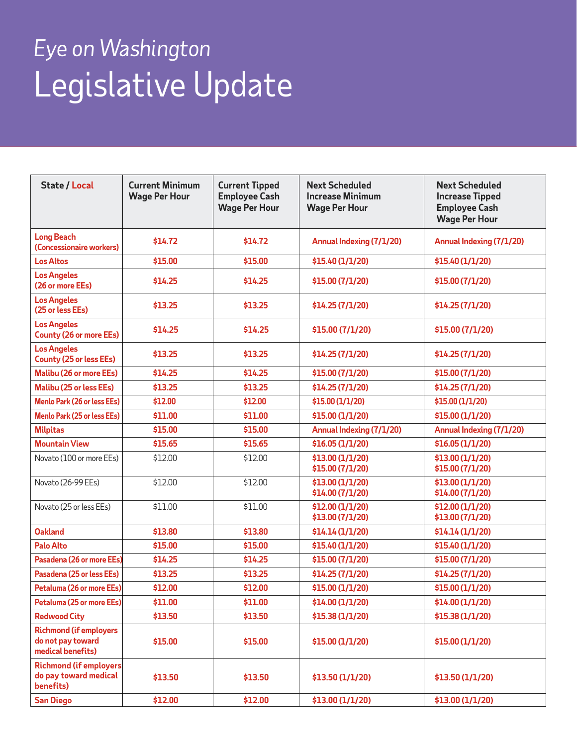*Eye on Washington*

# Legislative Update

| State / Local | Current Minimum Wage Per Hour | Current Tipped Employee Cash Wage Per Hour | Next Scheduled Increase Minimum Wage Per Hour | Next Scheduled Increase Tipped Employee Cash Wage Per Hour |
|---|---|---|---|---|
| **Long Beach (Concessionaire workers)** | **$14.72** | **$14.72** | **Annual Indexing (7/1/20)** | **Annual Indexing (7/1/20)** |
| **Los Altos** | **$15.00** | **$15.00** | **$15.40 (1/1/20)** | **$15.40 (1/1/20)** |
| **Los Angeles (26 or more EEs)** | **$14.25** | **$14.25** | **$15.00 (7/1/20)** | **$15.00 (7/1/20)** |
| **Los Angeles (25 or less EEs)** | **$13.25** | **$13.25** | **$14.25 (7/1/20)** | **$14.25 (7/1/20)** |
| **Los Angeles County (26 or more EEs)** | **$14.25** | **$14.25** | **$15.00 (7/1/20)** | **$15.00 (7/1/20)** |
| **Los Angeles County (25 or less EEs)** | **$13.25** | **$13.25** | **$14.25 (7/1/20)** | **$14.25 (7/1/20)** |
| **Malibu (26 or more EEs)** | **$14.25** | **$14.25** | **$15.00 (7/1/20)** | **$15.00 (7/1/20)** |
| **Malibu (25 or less EEs)** | **$13.25** | **$13.25** | **$14.25 (7/1/20)** | **$14.25 (7/1/20)** |
| **Menlo Park (26 or less EEs)** | **$12.00** | **$12.00** | **$15.00 (1/1/20)** | **$15.00 (1/1/20)** |
| **Menlo Park (25 or less EEs)** | **$11.00** | **$11.00** | **$15.00 (1/1/20)** | **$15.00 (1/1/20)** |
| **Milpitas** | **$15.00** | **$15.00** | **Annual Indexing (7/1/20)** | **Annual Indexing (7/1/20)** |
| **Mountain View** | **$15.65** | **$15.65** | **$16.05 (1/1/20)** | **$16.05 (1/1/20)** |
| Novato (100 or more EEs) | $12.00 | $12.00 | **$13.00 (1/1/20)<br>$15.00 (7/1/20)** | **$13.00 (1/1/20)<br>$15.00 (7/1/20)** |
| Novato (26-99 EEs) | $12.00 | $12.00 | **$13.00 (1/1/20)<br>$14.00 (7/1/20)** | **$13.00 (1/1/20)<br>$14.00 (7/1/20)** |
| Novato (25 or less EEs) | $11.00 | $11.00 | **$12.00 (1/1/20)<br>$13.00 (7/1/20)** | **$12.00 (1/1/20)<br>$13.00 (7/1/20)** |
| **Oakland** | **$13.80** | **$13.80** | **$14.14 (1/1/20)** | **$14.14 (1/1/20)** |
| **Palo Alto** | **$15.00** | **$15.00** | **$15.40 (1/1/20)** | **$15.40 (1/1/20)** |
| **Pasadena (26 or more EEs)** | **$14.25** | **$14.25** | **$15.00 (7/1/20)** | **$15.00 (7/1/20)** |
| **Pasadena (25 or less EEs)** | **$13.25** | **$13.25** | **$14.25 (7/1/20)** | **$14.25 (7/1/20)** |
| **Petaluma (26 or more EEs)** | **$12.00** | **$12.00** | **$15.00 (1/1/20)** | **$15.00 (1/1/20)** |
| **Petaluma (25 or more EEs)** | **$11.00** | **$11.00** | **$14.00 (1/1/20)** | **$14.00 (1/1/20)** |
| **Redwood City** | **$13.50** | **$13.50** | **$15.38 (1/1/20)** | **$15.38 (1/1/20)** |
| **Richmond (if employers do not pay toward medical benefits)** | **$15.00** | **$15.00** | **$15.00 (1/1/20)** | **$15.00 (1/1/20)** |
| **Richmond (if employers do pay toward medical benefits)** | **$13.50** | **$13.50** | **$13.50 (1/1/20)** | **$13.50 (1/1/20)** |
| **San Diego** | **$12.00** | **$12.00** | **$13.00 (1/1/20)** | **$13.00 (1/1/20)** |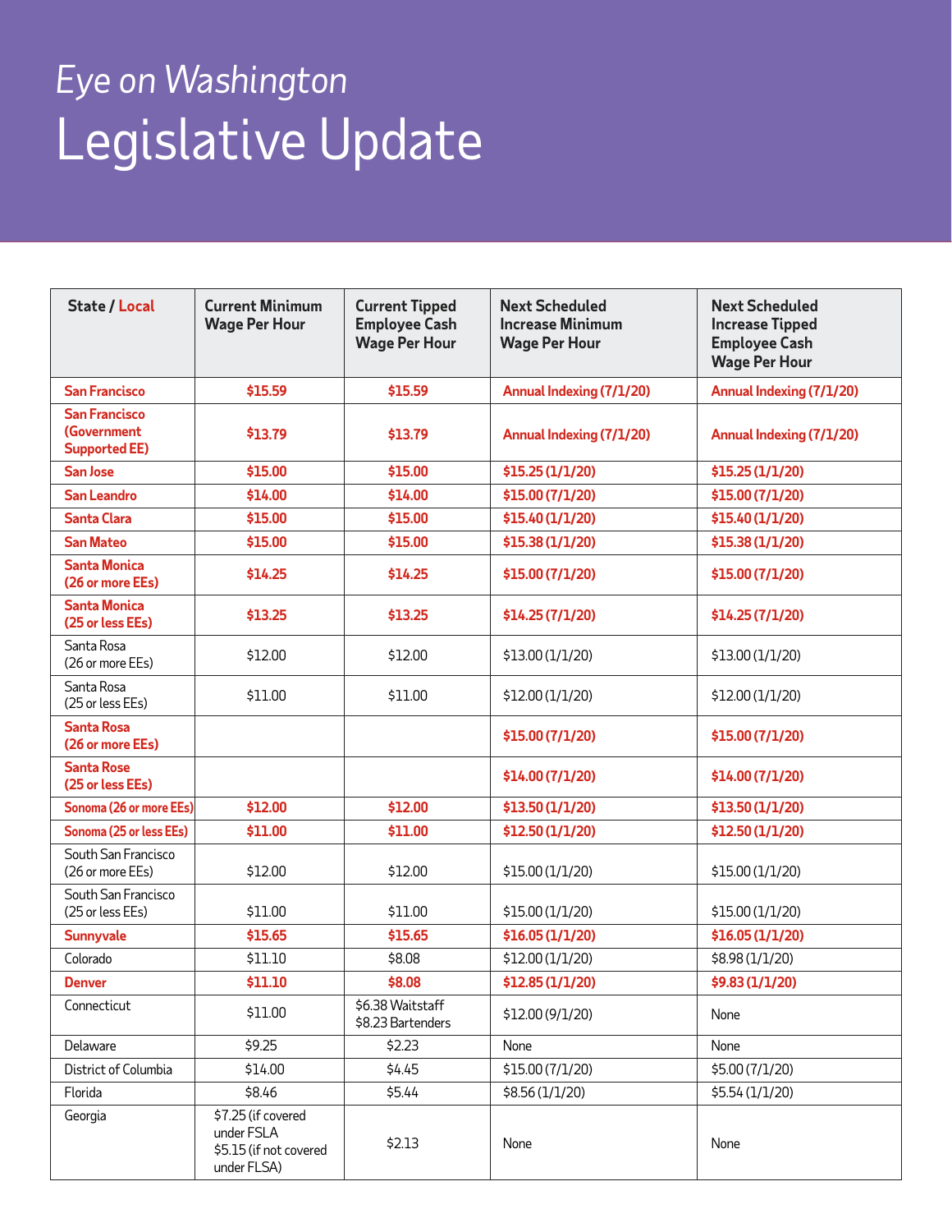*Eye on Washington*

# Legislative Update

| State / Local | Current Minimum Wage Per Hour | Current Tipped Employee Cash Wage Per Hour | Next Scheduled Increase Minimum Wage Per Hour | Next Scheduled Increase Tipped Employee Cash Wage Per Hour |
|---|---|---|---|---|
| San Francisco | $15.59 | $15.59 | Annual Indexing (7/1/20) | Annual Indexing (7/1/20) |
| San Francisco (Government Supported EE) | $13.79 | $13.79 | Annual Indexing (7/1/20) | Annual Indexing (7/1/20) |
| San Jose | $15.00 | $15.00 | $15.25 (1/1/20) | $15.25 (1/1/20) |
| San Leandro | $14.00 | $14.00 | $15.00 (7/1/20) | $15.00 (7/1/20) |
| Santa Clara | $15.00 | $15.00 | $15.40 (1/1/20) | $15.40 (1/1/20) |
| San Mateo | $15.00 | $15.00 | $15.38 (1/1/20) | $15.38 (1/1/20) |
| Santa Monica (26 or more EEs) | $14.25 | $14.25 | $15.00 (7/1/20) | $15.00 (7/1/20) |
| Santa Monica (25 or less EEs) | $13.25 | $13.25 | $14.25 (7/1/20) | $14.25 (7/1/20) |
| Santa Rosa (26 or more EEs) | $12.00 | $12.00 | $13.00 (1/1/20) | $13.00 (1/1/20) |
| Santa Rosa (25 or less EEs) | $11.00 | $11.00 | $12.00 (1/1/20) | $12.00 (1/1/20) |
| Santa Rosa (26 or more EEs) | | | $15.00 (7/1/20) | $15.00 (7/1/20) |
| Santa Rose (25 or less EEs) | | | $14.00 (7/1/20) | $14.00 (7/1/20) |
| Sonoma (26 or more EEs) | $12.00 | $12.00 | $13.50 (1/1/20) | $13.50 (1/1/20) |
| Sonoma (25 or less EEs) | $11.00 | $11.00 | $12.50 (1/1/20) | $12.50 (1/1/20) |
| South San Francisco (26 or more EEs) | $12.00 | $12.00 | $15.00 (1/1/20) | $15.00 (1/1/20) |
| South San Francisco (25 or less EEs) | $11.00 | $11.00 | $15.00 (1/1/20) | $15.00 (1/1/20) |
| Sunnyvale | $15.65 | $15.65 | $16.05 (1/1/20) | $16.05 (1/1/20) |
| Colorado | $11.10 | $8.08 | $12.00 (1/1/20) | $8.98 (1/1/20) |
| Denver | $11.10 | $8.08 | $12.85 (1/1/20) | $9.83 (1/1/20) |
| Connecticut | $11.00 | $6.38 Waitstaff<br>$8.23 Bartenders | $12.00 (9/1/20) | None |
| Delaware | $9.25 | $2.23 | None | None |
| District of Columbia | $14.00 | $4.45 | $15.00 (7/1/20) | $5.00 (7/1/20) |
| Florida | $8.46 | $5.44 | $8.56 (1/1/20) | $5.54 (1/1/20) |
| Georgia | $7.25 (if covered under FSLA<br>$5.15 (if not covered under FLSA) | $2.13 | None | None |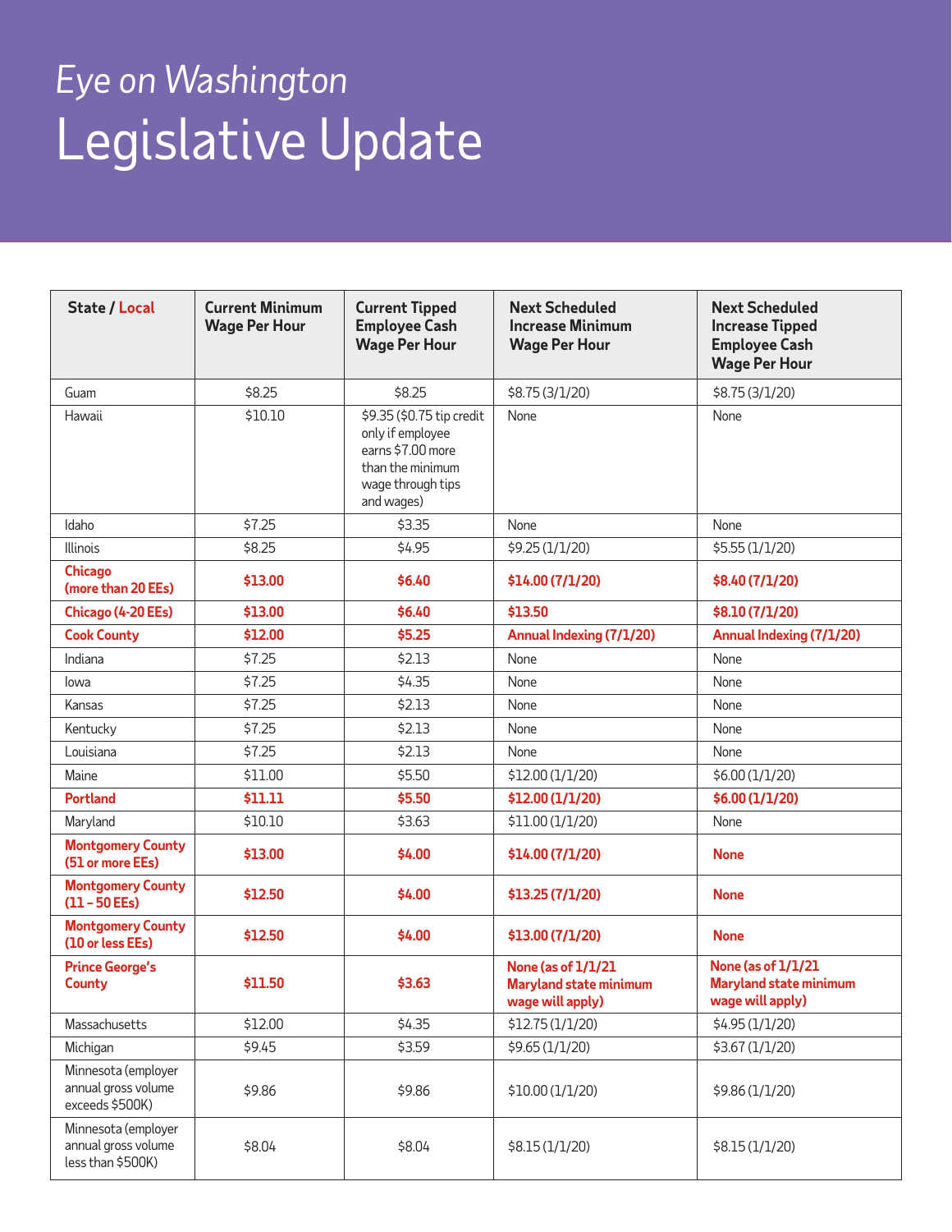*Eye on Washington*

# Legislative Update

| State / Local | Current Minimum Wage Per Hour | Current Tipped Employee Cash Wage Per Hour | Next Scheduled Increase Minimum Wage Per Hour | Next Scheduled Increase Tipped Employee Cash Wage Per Hour |
|---|---|---|---|---|
| Guam | $8.25 | $8.25 | $8.75 (3/1/20) | $8.75 (3/1/20) |
| Hawaii | $10.10 | $9.35 ($0.75 tip credit only if employee earns $7.00 more than the minimum wage through tips and wages) | None | None |
| Idaho | $7.25 | $3.35 | None | None |
| Illinois | $8.25 | $4.95 | $9.25 (1/1/20) | $5.55 (1/1/20) |
| **Chicago (more than 20 EEs)** | **$13.00** | **$6.40** | **$14.00 (7/1/20)** | **$8.40 (7/1/20)** |
| **Chicago (4-20 EEs)** | **$13.00** | **$6.40** | **$13.50** | **$8.10 (7/1/20)** |
| **Cook County** | **$12.00** | **$5.25** | **Annual Indexing (7/1/20)** | **Annual Indexing (7/1/20)** |
| Indiana | $7.25 | $2.13 | None | None |
| Iowa | $7.25 | $4.35 | None | None |
| Kansas | $7.25 | $2.13 | None | None |
| Kentucky | $7.25 | $2.13 | None | None |
| Louisiana | $7.25 | $2.13 | None | None |
| Maine | $11.00 | $5.50 | $12.00 (1/1/20) | $6.00 (1/1/20) |
| **Portland** | **$11.11** | **$5.50** | **$12.00 (1/1/20)** | **$6.00 (1/1/20)** |
| Maryland | $10.10 | $3.63 | $11.00 (1/1/20) | None |
| **Montgomery County (51 or more EEs)** | **$13.00** | **$4.00** | **$14.00 (7/1/20)** | **None** |
| **Montgomery County (11 – 50 EEs)** | **$12.50** | **$4.00** | **$13.25 (7/1/20)** | **None** |
| **Montgomery County (10 or less EEs)** | **$12.50** | **$4.00** | **$13.00 (7/1/20)** | **None** |
| **Prince George's County** | **$11.50** | **$3.63** | **None (as of 1/1/21 Maryland state minimum wage will apply)** | **None (as of 1/1/21 Maryland state minimum wage will apply)** |
| Massachusetts | $12.00 | $4.35 | $12.75 (1/1/20) | $4.95 (1/1/20) |
| Michigan | $9.45 | $3.59 | $9.65 (1/1/20) | $3.67 (1/1/20) |
| Minnesota (employer annual gross volume exceeds $500K) | $9.86 | $9.86 | $10.00 (1/1/20) | $9.86 (1/1/20) |
| Minnesota (employer annual gross volume less than $500K) | $8.04 | $8.04 | $8.15 (1/1/20) | $8.15 (1/1/20) |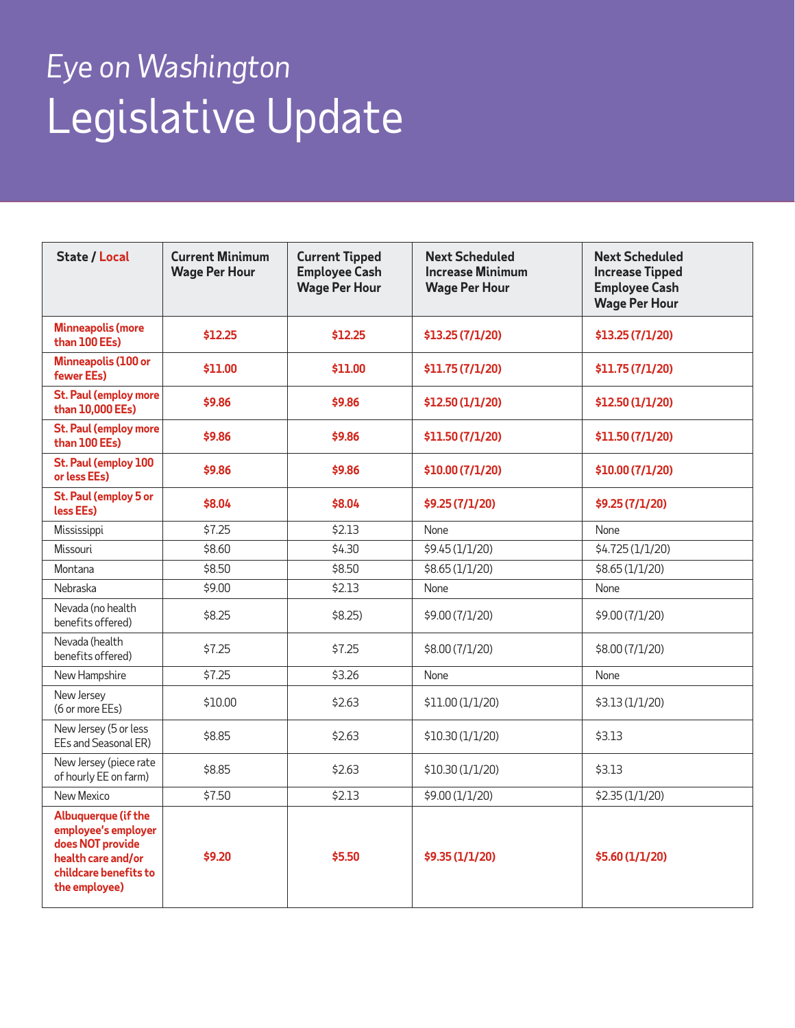# *Eye on Washington*

# Legislative Update

| State / Local | Current Minimum Wage Per Hour | Current Tipped Employee Cash Wage Per Hour | Next Scheduled Increase Minimum Wage Per Hour | Next Scheduled Increase Tipped Employee Cash Wage Per Hour |
|---|---|---|---|---|
| **Minneapolis (more than 100 EEs)** | **$12.25** | **$12.25** | **$13.25 (7/1/20)** | **$13.25 (7/1/20)** |
| **Minneapolis (100 or fewer EEs)** | **$11.00** | **$11.00** | **$11.75 (7/1/20)** | **$11.75 (7/1/20)** |
| **St. Paul (employ more than 10,000 EEs)** | **$9.86** | **$9.86** | **$12.50 (1/1/20)** | **$12.50 (1/1/20)** |
| **St. Paul (employ more than 100 EEs)** | **$9.86** | **$9.86** | **$11.50 (7/1/20)** | **$11.50 (7/1/20)** |
| **St. Paul (employ 100 or less EEs)** | **$9.86** | **$9.86** | **$10.00 (7/1/20)** | **$10.00 (7/1/20)** |
| **St. Paul (employ 5 or less EEs)** | **$8.04** | **$8.04** | **$9.25 (7/1/20)** | **$9.25 (7/1/20)** |
| Mississippi | $7.25 | $2.13 | None | None |
| Missouri | $8.60 | $4.30 | $9.45 (1/1/20) | $4.725 (1/1/20) |
| Montana | $8.50 | $8.50 | $8.65 (1/1/20) | $8.65 (1/1/20) |
| Nebraska | $9.00 | $2.13 | None | None |
| Nevada (no health benefits offered) | $8.25 | $8.25) | $9.00 (7/1/20) | $9.00 (7/1/20) |
| Nevada (health benefits offered) | $7.25 | $7.25 | $8.00 (7/1/20) | $8.00 (7/1/20) |
| New Hampshire | $7.25 | $3.26 | None | None |
| New Jersey (6 or more EEs) | $10.00 | $2.63 | $11.00 (1/1/20) | $3.13 (1/1/20) |
| New Jersey (5 or less EEs and Seasonal ER) | $8.85 | $2.63 | $10.30 (1/1/20) | $3.13 |
| New Jersey (piece rate of hourly EE on farm) | $8.85 | $2.63 | $10.30 (1/1/20) | $3.13 |
| New Mexico | $7.50 | $2.13 | $9.00 (1/1/20) | $2.35 (1/1/20) |
| **Albuquerque (if the employee's employer does NOT provide health care and/or childcare benefits to the employee)** | **$9.20** | **$5.50** | **$9.35 (1/1/20)** | **$5.60 (1/1/20)** |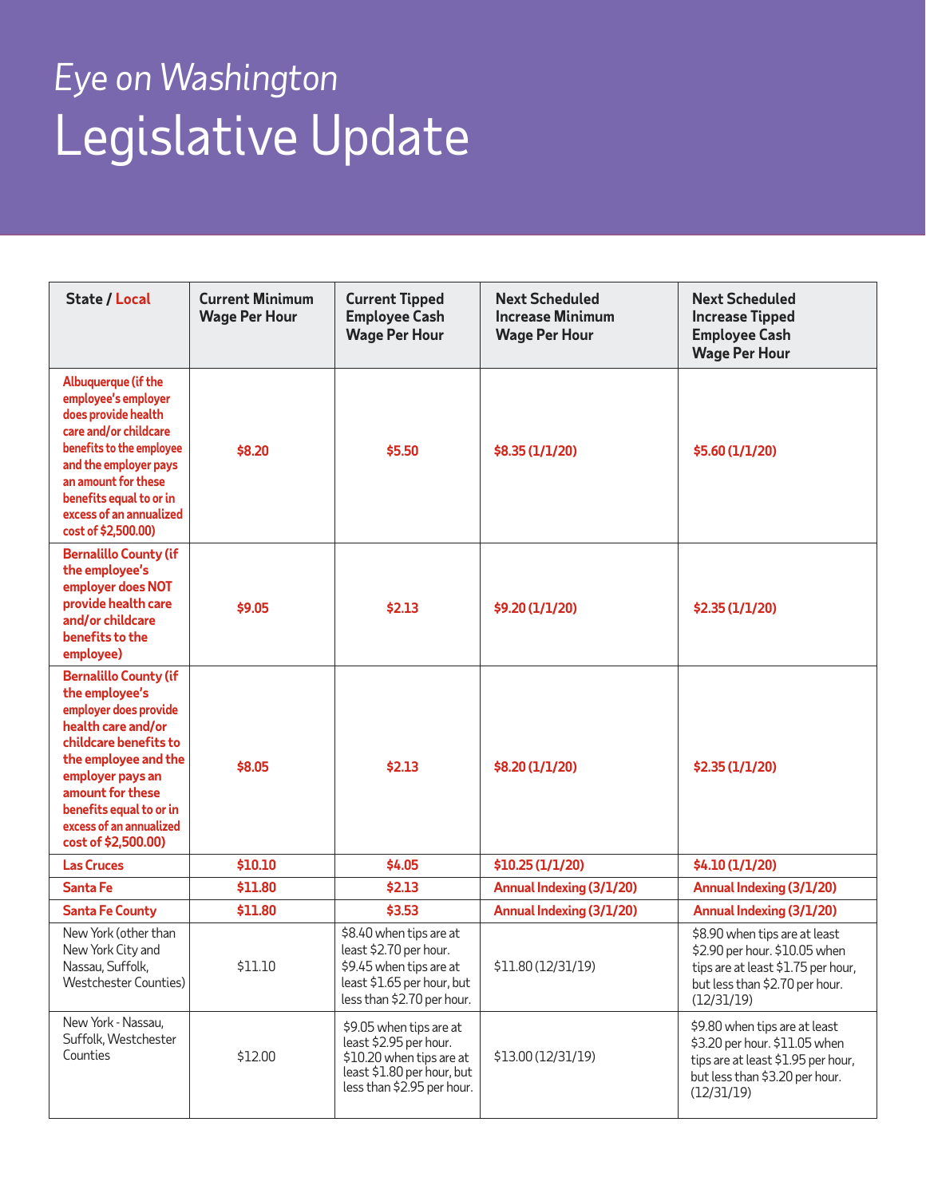*Eye on Washington*

# Legislative Update

| State / Local | Current Minimum Wage Per Hour | Current Tipped Employee Cash Wage Per Hour | Next Scheduled Increase Minimum Wage Per Hour | Next Scheduled Increase Tipped Employee Cash Wage Per Hour |
|---|---|---|---|---|
| Albuquerque (if the employee's employer does provide health care and/or childcare benefits to the employee and the employer pays an amount for these benefits equal to or in excess of an annualized cost of $2,500.00) | $8.20 | $5.50 | $8.35 (1/1/20) | $5.60 (1/1/20) |
| Bernalillo County (if the employee's employer does NOT provide health care and/or childcare benefits to the employee) | $9.05 | $2.13 | $9.20 (1/1/20) | $2.35 (1/1/20) |
| Bernalillo County (if the employee's employer does provide health care and/or childcare benefits to the employee and the employer pays an amount for these benefits equal to or in excess of an annualized cost of $2,500.00) | $8.05 | $2.13 | $8.20 (1/1/20) | $2.35 (1/1/20) |
| Las Cruces | $10.10 | $4.05 | $10.25 (1/1/20) | $4.10 (1/1/20) |
| Santa Fe | $11.80 | $2.13 | Annual Indexing (3/1/20) | Annual Indexing (3/1/20) |
| Santa Fe County | $11.80 | $3.53 | Annual Indexing (3/1/20) | Annual Indexing (3/1/20) |
| New York (other than New York City and Nassau, Suffolk, Westchester Counties) | $11.10 | $8.40 when tips are at least $2.70 per hour. $9.45 when tips are at least $1.65 per hour, but less than $2.70 per hour. | $11.80 (12/31/19) | $8.90 when tips are at least $2.90 per hour. $10.05 when tips are at least $1.75 per hour, but less than $2.70 per hour. (12/31/19) |
| New York - Nassau, Suffolk, Westchester Counties | $12.00 | $9.05 when tips are at least $2.95 per hour. $10.20 when tips are at least $1.80 per hour, but less than $2.95 per hour. | $13.00 (12/31/19) | $9.80 when tips are at least $3.20 per hour. $11.05 when tips are at least $1.95 per hour, but less than $3.20 per hour. (12/31/19) |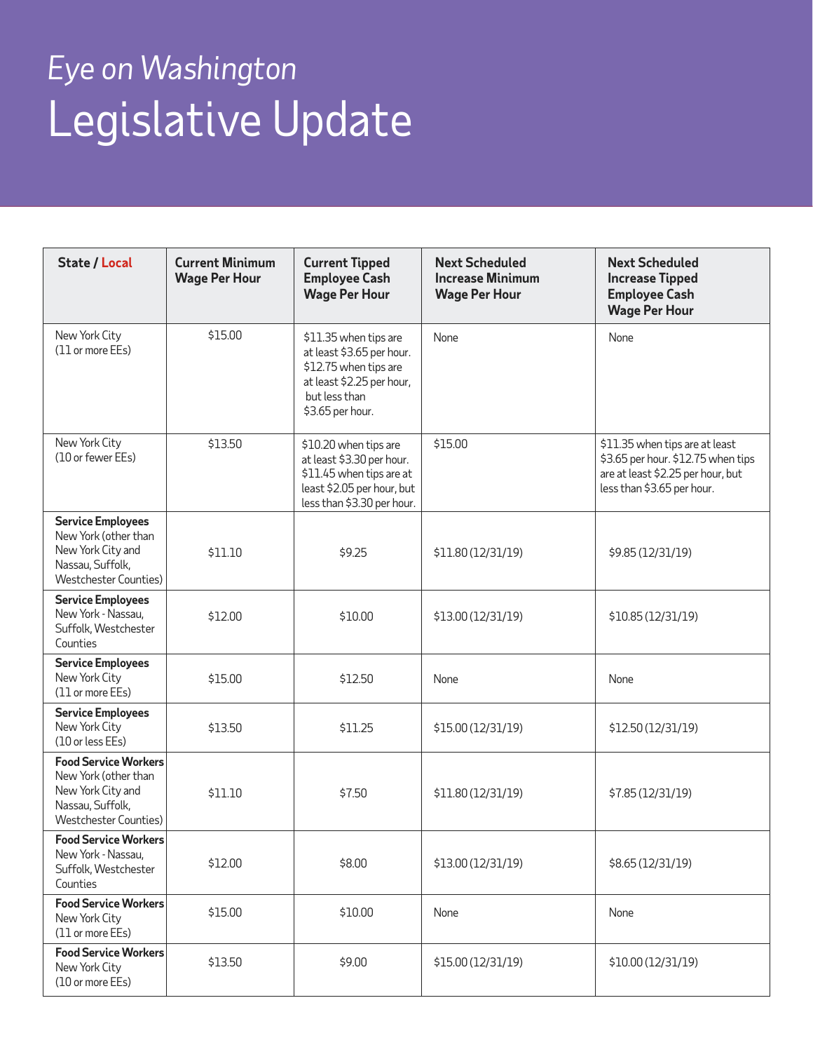*Eye on Washington*

# Legislative Update

| State / Local | Current Minimum Wage Per Hour | Current Tipped Employee Cash Wage Per Hour | Next Scheduled Increase Minimum Wage Per Hour | Next Scheduled Increase Tipped Employee Cash Wage Per Hour |
|---|---|---|---|---|
| New York City (11 or more EEs) | $15.00 | $11.35 when tips are at least $3.65 per hour. $12.75 when tips are at least $2.25 per hour, but less than $3.65 per hour. | None | None |
| New York City (10 or fewer EEs) | $13.50 | $10.20 when tips are at least $3.30 per hour. $11.45 when tips are at least $2.05 per hour, but less than $3.30 per hour. | $15.00 | $11.35 when tips are at least $3.65 per hour. $12.75 when tips are at least $2.25 per hour, but less than $3.65 per hour. |
| **Service Employees** New York (other than New York City and Nassau, Suffolk, Westchester Counties) | $11.10 | $9.25 | $11.80 (12/31/19) | $9.85 (12/31/19) |
| **Service Employees** New York - Nassau, Suffolk, Westchester Counties | $12.00 | $10.00 | $13.00 (12/31/19) | $10.85 (12/31/19) |
| **Service Employees** New York City (11 or more EEs) | $15.00 | $12.50 | None | None |
| **Service Employees** New York City (10 or less EEs) | $13.50 | $11.25 | $15.00 (12/31/19) | $12.50 (12/31/19) |
| **Food Service Workers** New York (other than New York City and Nassau, Suffolk, Westchester Counties) | $11.10 | $7.50 | $11.80 (12/31/19) | $7.85 (12/31/19) |
| **Food Service Workers** New York - Nassau, Suffolk, Westchester Counties | $12.00 | $8.00 | $13.00 (12/31/19) | $8.65 (12/31/19) |
| **Food Service Workers** New York City (11 or more EEs) | $15.00 | $10.00 | None | None |
| **Food Service Workers** New York City (10 or more EEs) | $13.50 | $9.00 | $15.00 (12/31/19) | $10.00 (12/31/19) |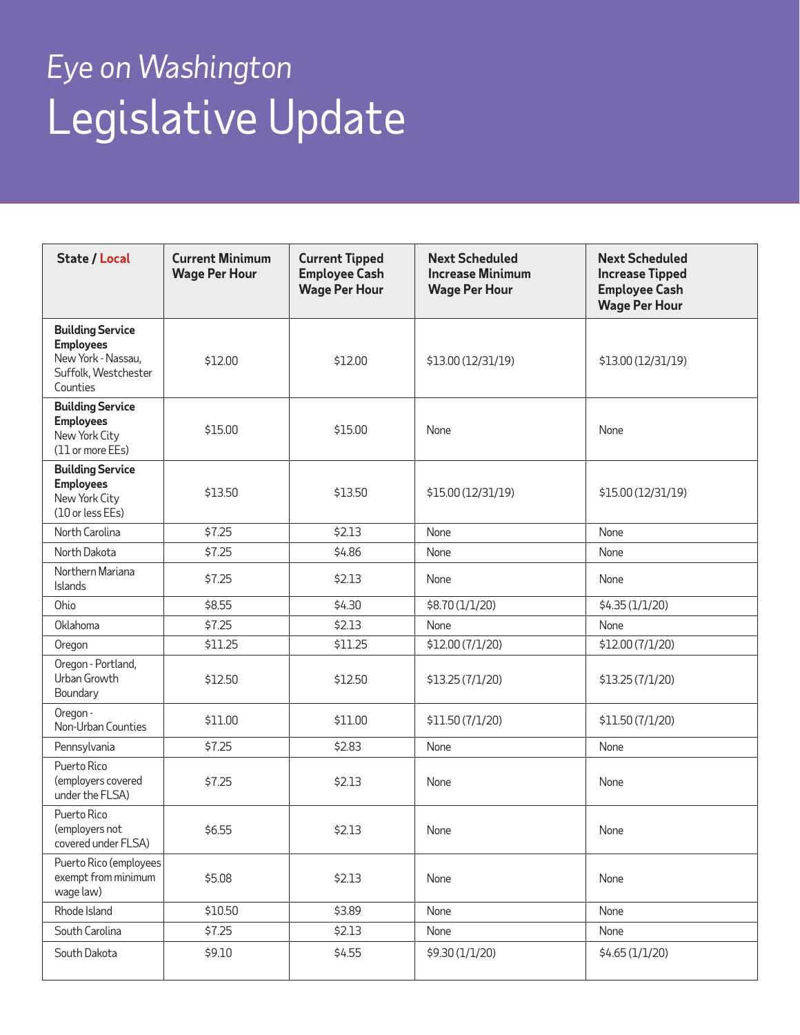*Eye on Washington*

# Legislative Update

| State / Local | Current Minimum Wage Per Hour | Current Tipped Employee Cash Wage Per Hour | Next Scheduled Increase Minimum Wage Per Hour | Next Scheduled Increase Tipped Employee Cash Wage Per Hour |
|---|---|---|---|---|
| **Building Service Employees** New York - Nassau, Suffolk, Westchester Counties | $12.00 | $12.00 | $13.00 (12/31/19) | $13.00 (12/31/19) |
| **Building Service Employees** New York City (11 or more EEs) | $15.00 | $15.00 | None | None |
| **Building Service Employees** New York City (10 or less EEs) | $13.50 | $13.50 | $15.00 (12/31/19) | $15.00 (12/31/19) |
| North Carolina | $7.25 | $2.13 | None | None |
| North Dakota | $7.25 | $4.86 | None | None |
| Northern Mariana Islands | $7.25 | $2.13 | None | None |
| Ohio | $8.55 | $4.30 | $8.70 (1/1/20) | $4.35 (1/1/20) |
| Oklahoma | $7.25 | $2.13 | None | None |
| Oregon | $11.25 | $11.25 | $12.00 (7/1/20) | $12.00 (7/1/20) |
| Oregon - Portland, Urban Growth Boundary | $12.50 | $12.50 | $13.25 (7/1/20) | $13.25 (7/1/20) |
| Oregon - Non-Urban Counties | $11.00 | $11.00 | $11.50 (7/1/20) | $11.50 (7/1/20) |
| Pennsylvania | $7.25 | $2.83 | None | None |
| Puerto Rico (employers covered under the FLSA) | $7.25 | $2.13 | None | None |
| Puerto Rico (employers not covered under FLSA) | $6.55 | $2.13 | None | None |
| Puerto Rico (employees exempt from minimum wage law) | $5.08 | $2.13 | None | None |
| Rhode Island | $10.50 | $3.89 | None | None |
| South Carolina | $7.25 | $2.13 | None | None |
| South Dakota | $9.10 | $4.55 | $9.30 (1/1/20) | $4.65 (1/1/20) |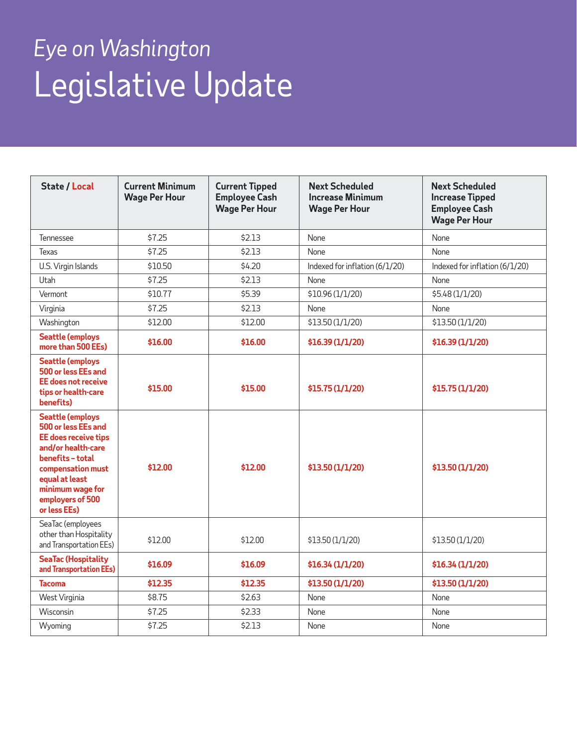*Eye on Washington*

# Legislative Update

| State / Local | Current Minimum Wage Per Hour | Current Tipped Employee Cash Wage Per Hour | Next Scheduled Increase Minimum Wage Per Hour | Next Scheduled Increase Tipped Employee Cash Wage Per Hour |
|---|---|---|---|---|
| Tennessee | $7.25 | $2.13 | None | None |
| Texas | $7.25 | $2.13 | None | None |
| U.S. Virgin Islands | $10.50 | $4.20 | Indexed for inflation (6/1/20) | Indexed for inflation (6/1/20) |
| Utah | $7.25 | $2.13 | None | None |
| Vermont | $10.77 | $5.39 | $10.96 (1/1/20) | $5.48 (1/1/20) |
| Virginia | $7.25 | $2.13 | None | None |
| Washington | $12.00 | $12.00 | $13.50 (1/1/20) | $13.50 (1/1/20) |
| **Seattle (employs more than 500 EEs)** | **$16.00** | **$16.00** | **$16.39 (1/1/20)** | **$16.39 (1/1/20)** |
| **Seattle (employs 500 or less EEs and EE does not receive tips or health-care benefits)** | **$15.00** | **$15.00** | **$15.75 (1/1/20)** | **$15.75 (1/1/20)** |
| **Seattle (employs 500 or less EEs and EE does receive tips and/or health-care benefits – total compensation must equal at least minimum wage for employers of 500 or less EEs)** | **$12.00** | **$12.00** | **$13.50 (1/1/20)** | **$13.50 (1/1/20)** |
| SeaTac (employees other than Hospitality and Transportation EEs) | $12.00 | $12.00 | $13.50 (1/1/20) | $13.50 (1/1/20) |
| **SeaTac (Hospitality and Transportation EEs)** | **$16.09** | **$16.09** | **$16.34 (1/1/20)** | **$16.34 (1/1/20)** |
| **Tacoma** | **$12.35** | **$12.35** | **$13.50 (1/1/20)** | **$13.50 (1/1/20)** |
| West Virginia | $8.75 | $2.63 | None | None |
| Wisconsin | $7.25 | $2.33 | None | None |
| Wyoming | $7.25 | $2.13 | None | None |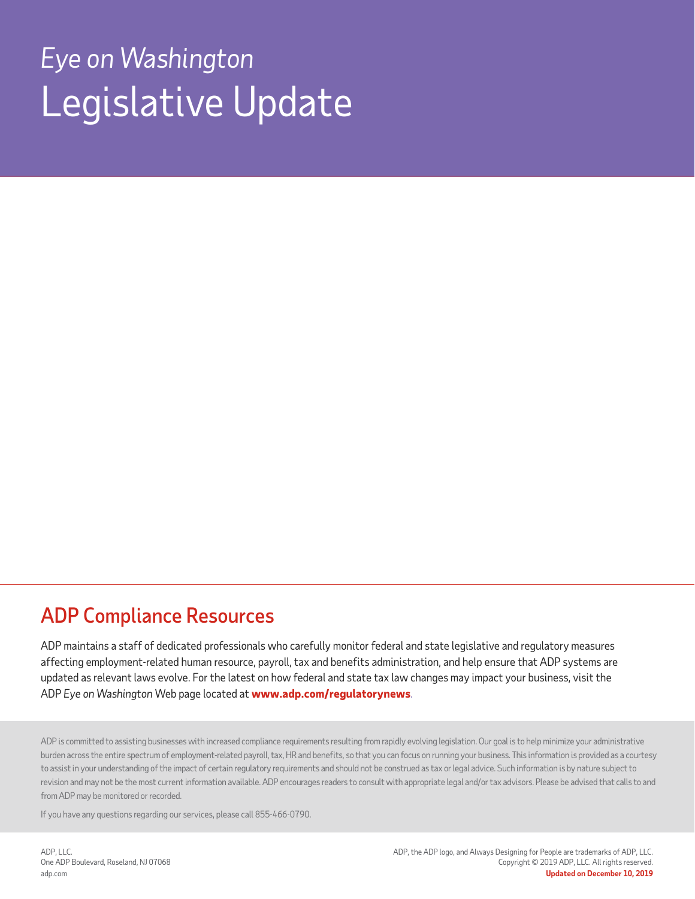*Eye on Washington*

# Legislative Update

## ADP Compliance Resources

ADP maintains a staff of dedicated professionals who carefully monitor federal and state legislative and regulatory measures affecting employment-related human resource, payroll, tax and benefits administration, and help ensure that ADP systems are updated as relevant laws evolve. For the latest on how federal and state tax law changes may impact your business, visit the ADP *Eye on Washington* Web page located at **www.adp.com/regulatorynews**.

ADP is committed to assisting businesses with increased compliance requirements resulting from rapidly evolving legislation. Our goal is to help minimize your administrative burden across the entire spectrum of employment-related payroll, tax, HR and benefits, so that you can focus on running your business. This information is provided as a courtesy to assist in your understanding of the impact of certain regulatory requirements and should not be construed as tax or legal advice. Such information is by nature subject to revision and may not be the most current information available. ADP encourages readers to consult with appropriate legal and/or tax advisors. Please be advised that calls to and from ADP may be monitored or recorded.

If you have any questions regarding our services, please call 855-466-0790.

ADP, LLC.
One ADP Boulevard, Roseland, NJ 07068
adp.com

ADP, the ADP logo, and Always Designing for People are trademarks of ADP, LLC.
Copyright © 2019 ADP, LLC. All rights reserved.
**Updated on December 10, 2019**